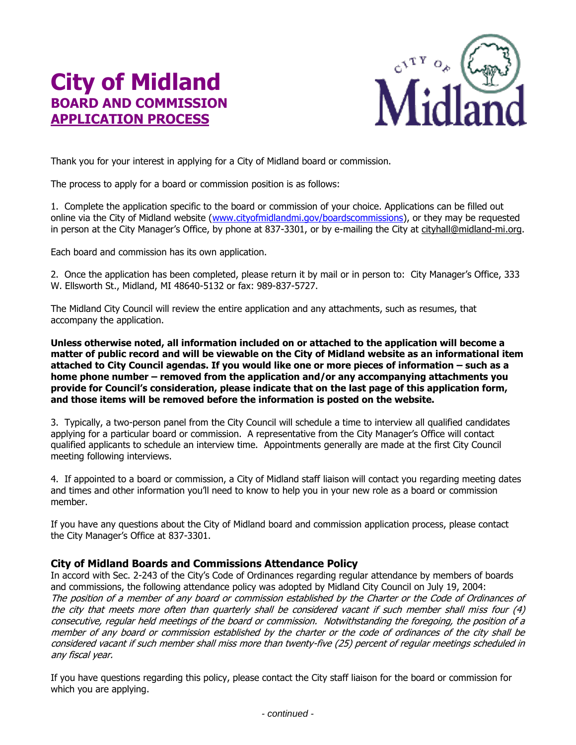# City of Midland
## BOARD AND COMMISSION
## APPLICATION PROCESS

Thank you for your interest in applying for a City of Midland board or commission.

The process to apply for a board or commission position is as follows:

1. Complete the application specific to the board or commission of your choice. Applications can be filled out online via the City of Midland website (www.cityofmidlandmi.gov/boardscommissions), or they may be requested in person at the City Manager's Office, by phone at 837-3301, or by e-mailing the City at cityhall@midland-mi.org.

Each board and commission has its own application.

2. Once the application has been completed, please return it by mail or in person to: City Manager's Office, 333 W. Ellsworth St., Midland, MI 48640-5132 or fax: 989-837-5727.

The Midland City Council will review the entire application and any attachments, such as resumes, that accompany the application.

**Unless otherwise noted, all information included on or attached to the application will become a matter of public record and will be viewable on the City of Midland website as an informational item attached to City Council agendas. If you would like one or more pieces of information – such as a home phone number – removed from the application and/or any accompanying attachments you provide for Council's consideration, please indicate that on the last page of this application form, and those items will be removed before the information is posted on the website.**

3. Typically, a two-person panel from the City Council will schedule a time to interview all qualified candidates applying for a particular board or commission. A representative from the City Manager's Office will contact qualified applicants to schedule an interview time. Appointments generally are made at the first City Council meeting following interviews.

4. If appointed to a board or commission, a City of Midland staff liaison will contact you regarding meeting dates and times and other information you'll need to know to help you in your new role as a board or commission member.

If you have any questions about the City of Midland board and commission application process, please contact the City Manager's Office at 837-3301.

### City of Midland Boards and Commissions Attendance Policy

In accord with Sec. 2-243 of the City's Code of Ordinances regarding regular attendance by members of boards and commissions, the following attendance policy was adopted by Midland City Council on July 19, 2004:
*The position of a member of any board or commission established by the Charter or the Code of Ordinances of the city that meets more often than quarterly shall be considered vacant if such member shall miss four (4) consecutive, regular held meetings of the board or commission. Notwithstanding the foregoing, the position of a member of any board or commission established by the charter or the code of ordinances of the city shall be considered vacant if such member shall miss more than twenty-five (25) percent of regular meetings scheduled in any fiscal year.*

If you have questions regarding this policy, please contact the City staff liaison for the board or commission for which you are applying.

*- continued -*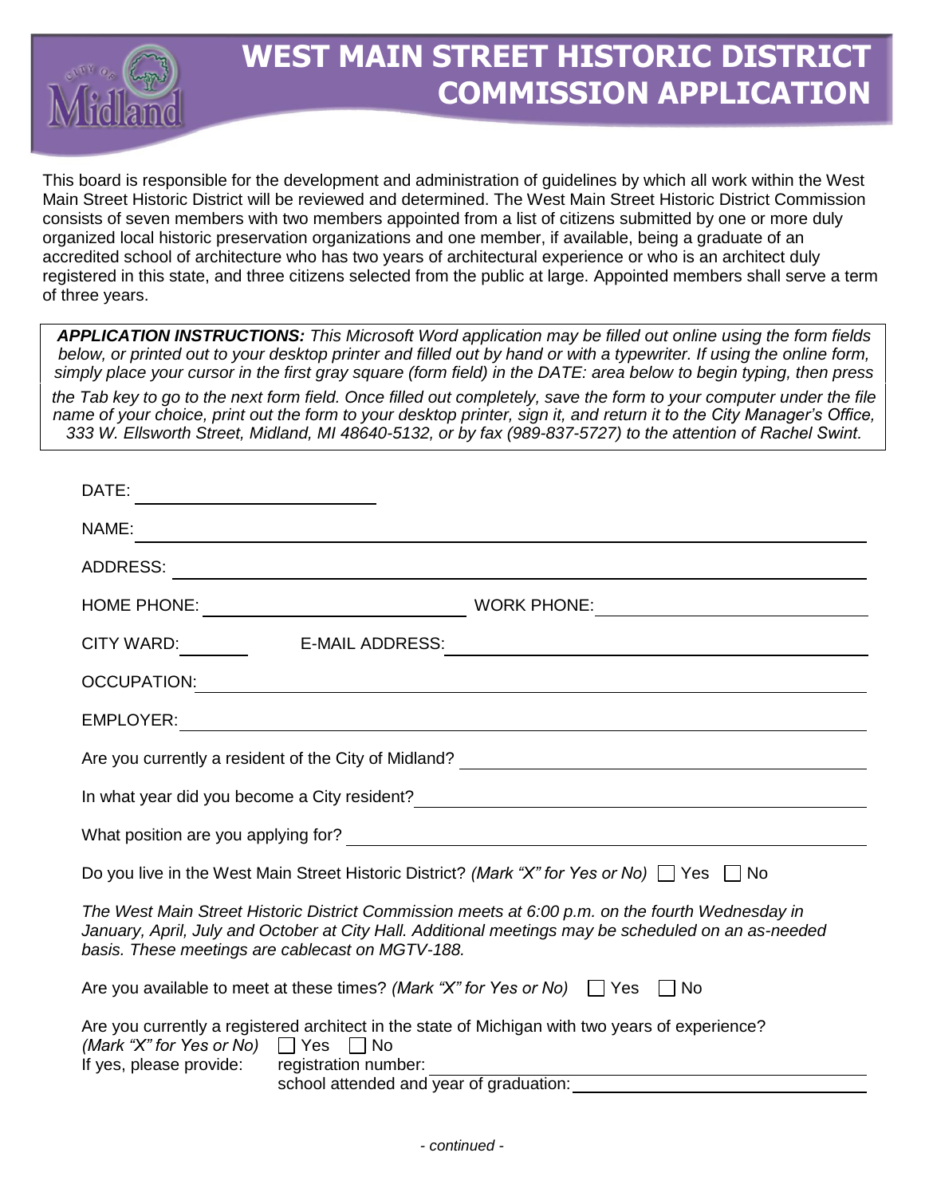# WEST MAIN STREET HISTORIC DISTRICT COMMISSION APPLICATION

This board is responsible for the development and administration of guidelines by which all work within the West Main Street Historic District will be reviewed and determined. The West Main Street Historic District Commission consists of seven members with two members appointed from a list of citizens submitted by one or more duly organized local historic preservation organizations and one member, if available, being a graduate of an accredited school of architecture who has two years of architectural experience or who is an architect duly registered in this state, and three citizens selected from the public at large. Appointed members shall serve a term of three years.

***APPLICATION INSTRUCTIONS:*** *This Microsoft Word application may be filled out online using the form fields below, or printed out to your desktop printer and filled out by hand or with a typewriter. If using the online form, simply place your cursor in the first gray square (form field) in the DATE: area below to begin typing, then press the Tab key to go to the next form field. Once filled out completely, save the form to your computer under the file name of your choice, print out the form to your desktop printer, sign it, and return it to the City Manager's Office, 333 W. Ellsworth Street, Midland, MI 48640-5132, or by fax (989-837-5727) to the attention of Rachel Swint.*

DATE: ____________________

NAME: ____________________

ADDRESS: ____________________

HOME PHONE: ____________________ WORK PHONE: ____________________

CITY WARD: ________ E-MAIL ADDRESS: ____________________

OCCUPATION: ____________________

EMPLOYER: ____________________

Are you currently a resident of the City of Midland? ____________________

In what year did you become a City resident? ____________________

What position are you applying for? ____________________

Do you live in the West Main Street Historic District? *(Mark "X" for Yes or No)* ☐ Yes ☐ No

*The West Main Street Historic District Commission meets at 6:00 p.m. on the fourth Wednesday in January, April, July and October at City Hall. Additional meetings may be scheduled on an as-needed basis. These meetings are cablecast on MGTV-188.*

Are you available to meet at these times? *(Mark "X" for Yes or No)* ☐ Yes ☐ No

Are you currently a registered architect in the state of Michigan with two years of experience?
*(Mark "X" for Yes or No)* ☐ Yes ☐ No
If yes, please provide: registration number: ____________________
school attended and year of graduation: ____________________

*- continued -*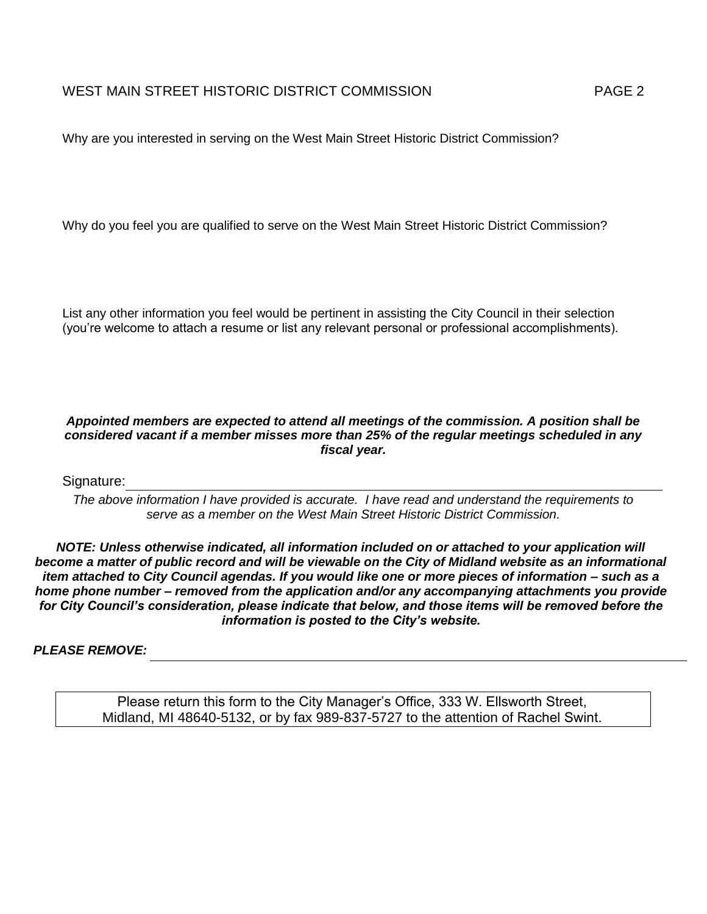Why are you interested in serving on the West Main Street Historic District Commission?

Why do you feel you are qualified to serve on the West Main Street Historic District Commission?

List any other information you feel would be pertinent in assisting the City Council in their selection (you're welcome to attach a resume or list any relevant personal or professional accomplishments).

***Appointed members are expected to attend all meetings of the commission. A position shall be considered vacant if a member misses more than 25% of the regular meetings scheduled in any fiscal year.***

Signature: ______________________________________________

*The above information I have provided is accurate. I have read and understand the requirements to serve as a member on the West Main Street Historic District Commission.*

***NOTE: Unless otherwise indicated, all information included on or attached to your application will become a matter of public record and will be viewable on the City of Midland website as an informational item attached to City Council agendas. If you would like one or more pieces of information – such as a home phone number – removed from the application and/or any accompanying attachments you provide for City Council's consideration, please indicate that below, and those items will be removed before the information is posted to the City's website.***

***PLEASE REMOVE:*** ______________________________________________

Please return this form to the City Manager's Office, 333 W. Ellsworth Street, Midland, MI 48640-5132, or by fax 989-837-5727 to the attention of Rachel Swint.